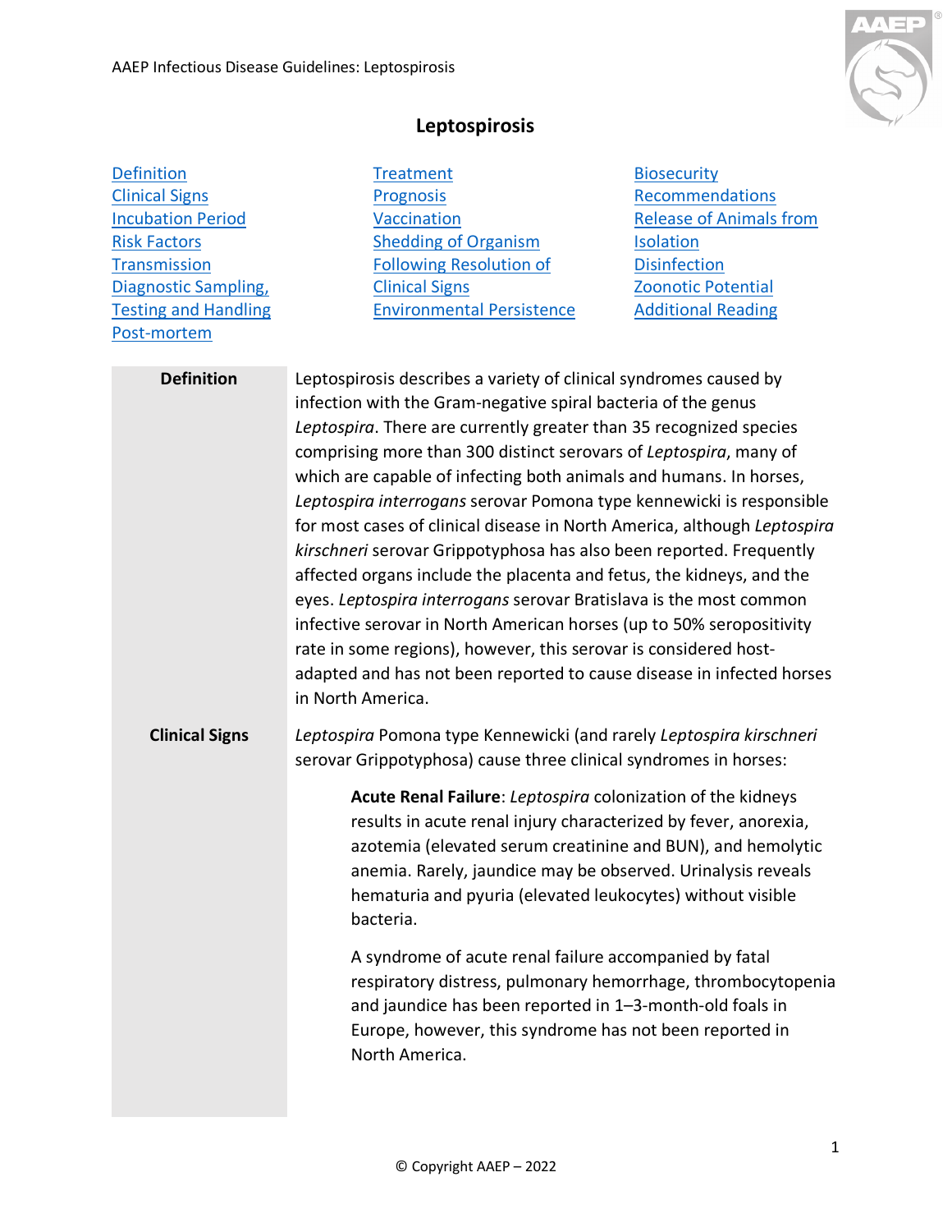# Leptospirosis

| | | |
|---|---|---|
| Definition | Treatment | Biosecurity |
| Clinical Signs | Prognosis | Recommendations |
| Incubation Period | Vaccination | Release of Animals from |
| Risk Factors | Shedding of Organism | Isolation |
| Transmission | Following Resolution of | Disinfection |
| Diagnostic Sampling, | Clinical Signs | Zoonotic Potential |
| Testing and Handling | Environmental Persistence | Additional Reading |
| Post-mortem | | |

## Definition

Leptospirosis describes a variety of clinical syndromes caused by infection with the Gram-negative spiral bacteria of the genus *Leptospira*. There are currently greater than 35 recognized species comprising more than 300 distinct serovars of *Leptospira*, many of which are capable of infecting both animals and humans. In horses, *Leptospira interrogans* serovar Pomona type kennewicki is responsible for most cases of clinical disease in North America, although *Leptospira kirschneri* serovar Grippotyphosa has also been reported. Frequently affected organs include the placenta and fetus, the kidneys, and the eyes. *Leptospira interrogans* serovar Bratislava is the most common infective serovar in North American horses (up to 50% seropositivity rate in some regions), however, this serovar is considered host-adapted and has not been reported to cause disease in infected horses in North America.

## Clinical Signs

*Leptospira* Pomona type Kennewicki (and rarely *Leptospira kirschneri* serovar Grippotyphosa) cause three clinical syndromes in horses:

**Acute Renal Failure**: *Leptospira* colonization of the kidneys results in acute renal injury characterized by fever, anorexia, azotemia (elevated serum creatinine and BUN), and hemolytic anemia. Rarely, jaundice may be observed. Urinalysis reveals hematuria and pyuria (elevated leukocytes) without visible bacteria.

A syndrome of acute renal failure accompanied by fatal respiratory distress, pulmonary hemorrhage, thrombocytopenia and jaundice has been reported in 1–3-month-old foals in Europe, however, this syndrome has not been reported in North America.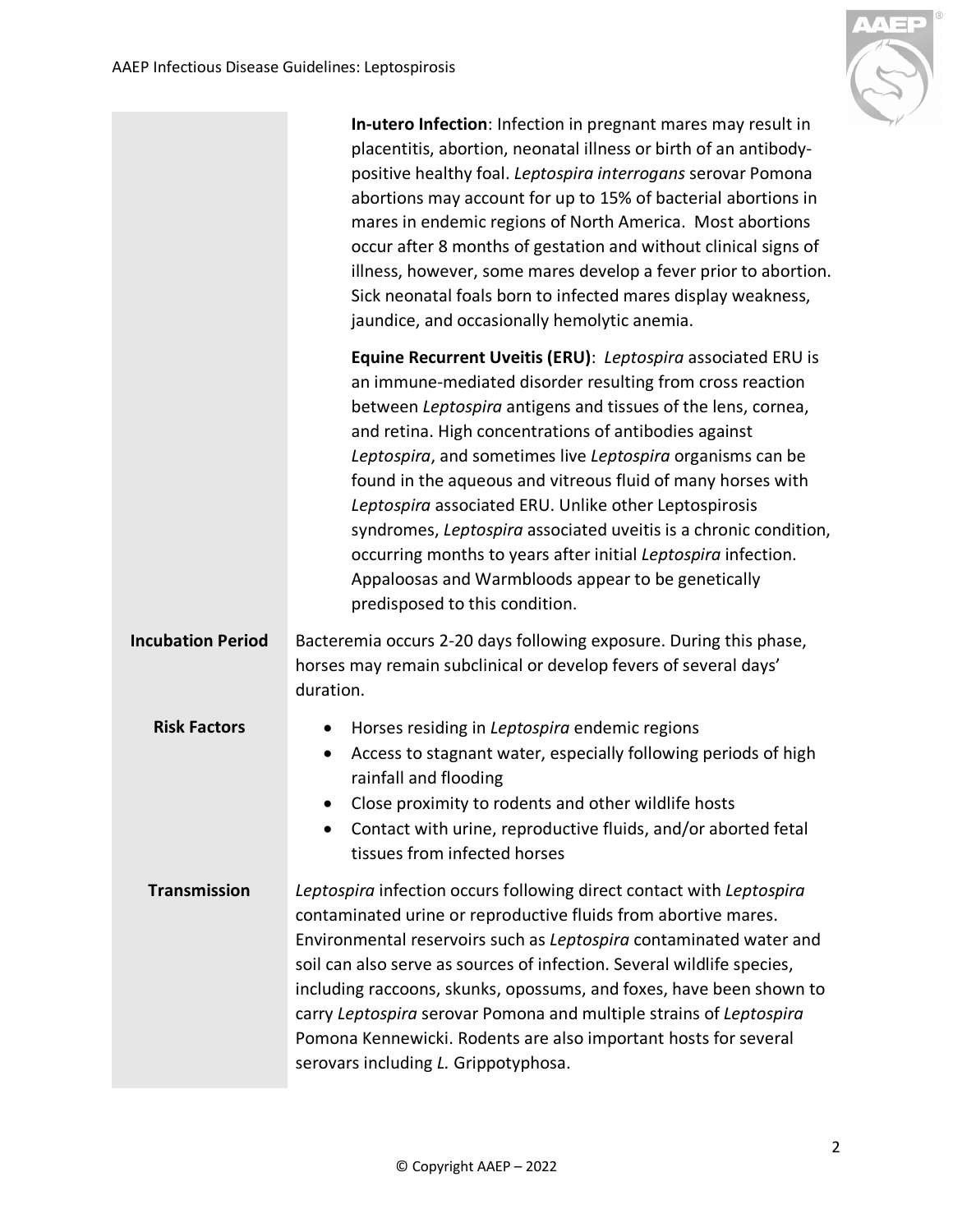**In-utero Infection**: Infection in pregnant mares may result in placentitis, abortion, neonatal illness or birth of an antibody-positive healthy foal. *Leptospira interrogans* serovar Pomona abortions may account for up to 15% of bacterial abortions in mares in endemic regions of North America. Most abortions occur after 8 months of gestation and without clinical signs of illness, however, some mares develop a fever prior to abortion. Sick neonatal foals born to infected mares display weakness, jaundice, and occasionally hemolytic anemia.

**Equine Recurrent Uveitis (ERU)**: *Leptospira* associated ERU is an immune-mediated disorder resulting from cross reaction between *Leptospira* antigens and tissues of the lens, cornea, and retina. High concentrations of antibodies against *Leptospira*, and sometimes live *Leptospira* organisms can be found in the aqueous and vitreous fluid of many horses with *Leptospira* associated ERU. Unlike other Leptospirosis syndromes, *Leptospira* associated uveitis is a chronic condition, occurring months to years after initial *Leptospira* infection. Appaloosas and Warmbloods appear to be genetically predisposed to this condition.

**Incubation Period**

Bacteremia occurs 2-20 days following exposure. During this phase, horses may remain subclinical or develop fevers of several days' duration.

**Risk Factors**

- Horses residing in *Leptospira* endemic regions
- Access to stagnant water, especially following periods of high rainfall and flooding
- Close proximity to rodents and other wildlife hosts
- Contact with urine, reproductive fluids, and/or aborted fetal tissues from infected horses

**Transmission**

*Leptospira* infection occurs following direct contact with *Leptospira* contaminated urine or reproductive fluids from abortive mares. Environmental reservoirs such as *Leptospira* contaminated water and soil can also serve as sources of infection. Several wildlife species, including raccoons, skunks, opossums, and foxes, have been shown to carry *Leptospira* serovar Pomona and multiple strains of *Leptospira* Pomona Kennewicki. Rodents are also important hosts for several serovars including *L.* Grippotyphosa.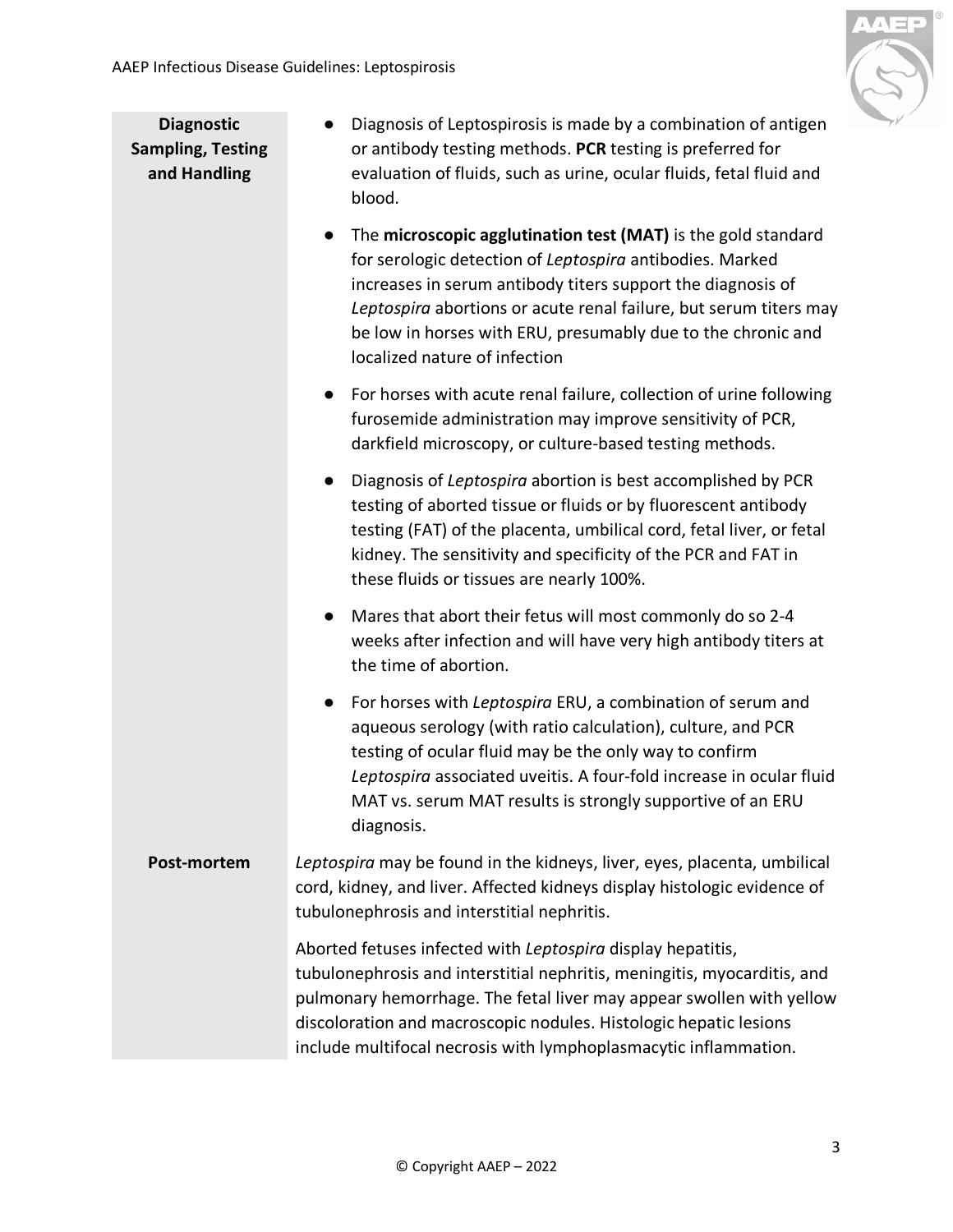| | |
|---|---|
| **Diagnostic Sampling, Testing and Handling** | • Diagnosis of Leptospirosis is made by a combination of antigen or antibody testing methods. **PCR** testing is preferred for evaluation of fluids, such as urine, ocular fluids, fetal fluid and blood.<br>• The **microscopic agglutination test (MAT)** is the gold standard for serologic detection of *Leptospira* antibodies. Marked increases in serum antibody titers support the diagnosis of *Leptospira* abortions or acute renal failure, but serum titers may be low in horses with ERU, presumably due to the chronic and localized nature of infection<br>• For horses with acute renal failure, collection of urine following furosemide administration may improve sensitivity of PCR, darkfield microscopy, or culture-based testing methods.<br>• Diagnosis of *Leptospira* abortion is best accomplished by PCR testing of aborted tissue or fluids or by fluorescent antibody testing (FAT) of the placenta, umbilical cord, fetal liver, or fetal kidney. The sensitivity and specificity of the PCR and FAT in these fluids or tissues are nearly 100%.<br>• Mares that abort their fetus will most commonly do so 2-4 weeks after infection and will have very high antibody titers at the time of abortion.<br>• For horses with *Leptospira* ERU, a combination of serum and aqueous serology (with ratio calculation), culture, and PCR testing of ocular fluid may be the only way to confirm *Leptospira* associated uveitis. A four-fold increase in ocular fluid MAT vs. serum MAT results is strongly supportive of an ERU diagnosis. |
| **Post-mortem** | *Leptospira* may be found in the kidneys, liver, eyes, placenta, umbilical cord, kidney, and liver. Affected kidneys display histologic evidence of tubulonephrosis and interstitial nephritis.<br><br>Aborted fetuses infected with *Leptospira* display hepatitis, tubulonephrosis and interstitial nephritis, meningitis, myocarditis, and pulmonary hemorrhage. The fetal liver may appear swollen with yellow discoloration and macroscopic nodules. Histologic hepatic lesions include multifocal necrosis with lymphoplasmacytic inflammation. |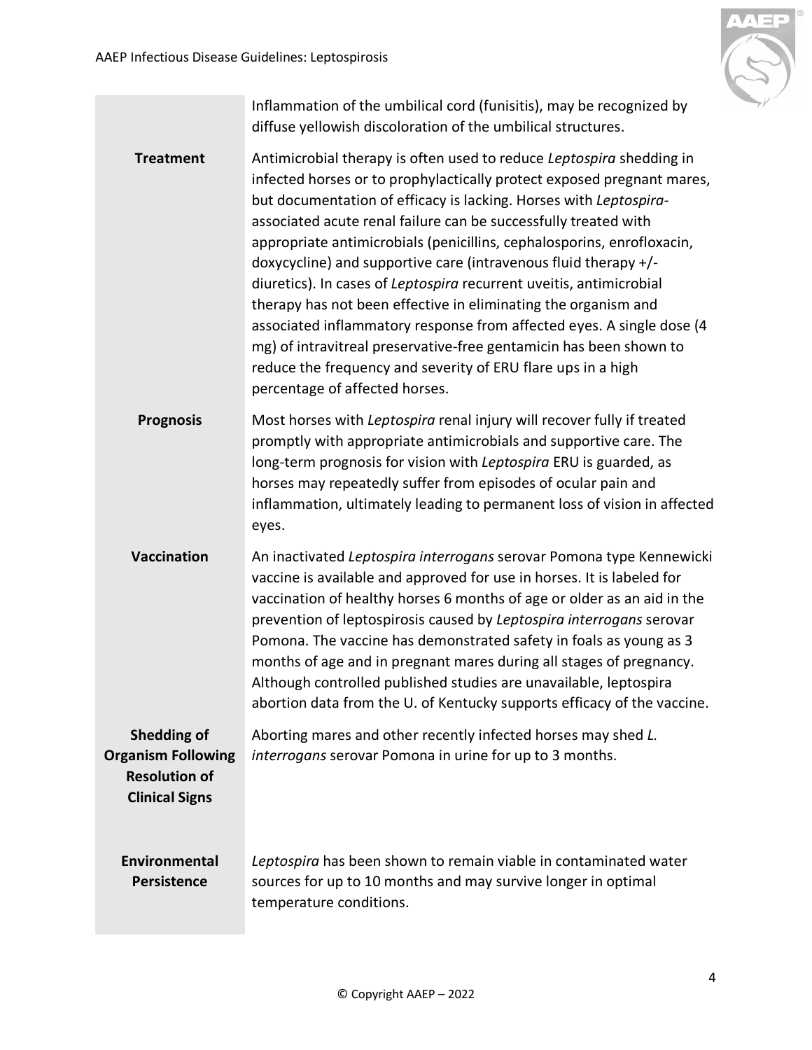| | |
|---|---|
| | Inflammation of the umbilical cord (funisitis), may be recognized by diffuse yellowish discoloration of the umbilical structures. |
| **Treatment** | Antimicrobial therapy is often used to reduce *Leptospira* shedding in infected horses or to prophylactically protect exposed pregnant mares, but documentation of efficacy is lacking. Horses with *Leptospira*-associated acute renal failure can be successfully treated with appropriate antimicrobials (penicillins, cephalosporins, enrofloxacin, doxycycline) and supportive care (intravenous fluid therapy +/- diuretics). In cases of *Leptospira* recurrent uveitis, antimicrobial therapy has not been effective in eliminating the organism and associated inflammatory response from affected eyes. A single dose (4 mg) of intravitreal preservative-free gentamicin has been shown to reduce the frequency and severity of ERU flare ups in a high percentage of affected horses. |
| **Prognosis** | Most horses with *Leptospira* renal injury will recover fully if treated promptly with appropriate antimicrobials and supportive care. The long-term prognosis for vision with *Leptospira* ERU is guarded, as horses may repeatedly suffer from episodes of ocular pain and inflammation, ultimately leading to permanent loss of vision in affected eyes. |
| **Vaccination** | An inactivated *Leptospira interrogans* serovar Pomona type Kennewicki vaccine is available and approved for use in horses. It is labeled for vaccination of healthy horses 6 months of age or older as an aid in the prevention of leptospirosis caused by *Leptospira interrogans* serovar Pomona. The vaccine has demonstrated safety in foals as young as 3 months of age and in pregnant mares during all stages of pregnancy. Although controlled published studies are unavailable, leptospira abortion data from the U. of Kentucky supports efficacy of the vaccine. |
| **Shedding of Organism Following Resolution of Clinical Signs** | Aborting mares and other recently infected horses may shed *L. interrogans* serovar Pomona in urine for up to 3 months. |
| **Environmental Persistence** | *Leptospira* has been shown to remain viable in contaminated water sources for up to 10 months and may survive longer in optimal temperature conditions. |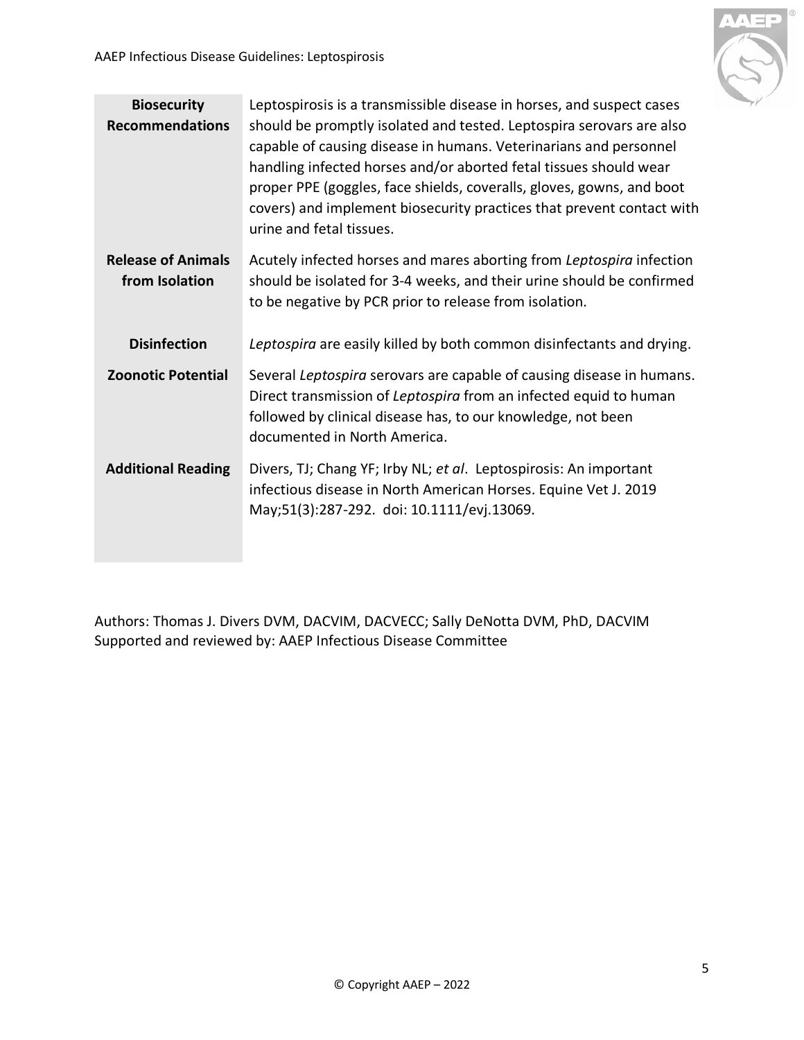| | |
|---|---|
| **Biosecurity Recommendations** | Leptospirosis is a transmissible disease in horses, and suspect cases should be promptly isolated and tested. Leptospira serovars are also capable of causing disease in humans. Veterinarians and personnel handling infected horses and/or aborted fetal tissues should wear proper PPE (goggles, face shields, coveralls, gloves, gowns, and boot covers) and implement biosecurity practices that prevent contact with urine and fetal tissues. |
| **Release of Animals from Isolation** | Acutely infected horses and mares aborting from *Leptospira* infection should be isolated for 3-4 weeks, and their urine should be confirmed to be negative by PCR prior to release from isolation. |
| **Disinfection** | *Leptospira* are easily killed by both common disinfectants and drying. |
| **Zoonotic Potential** | Several *Leptospira* serovars are capable of causing disease in humans. Direct transmission of *Leptospira* from an infected equid to human followed by clinical disease has, to our knowledge, not been documented in North America. |
| **Additional Reading** | Divers, TJ; Chang YF; Irby NL; *et al*. Leptospirosis: An important infectious disease in North American Horses. Equine Vet J. 2019 May;51(3):287-292. doi: 10.1111/evj.13069. |

Authors: Thomas J. Divers DVM, DACVIM, DACVECC; Sally DeNotta DVM, PhD, DACVIM
Supported and reviewed by: AAEP Infectious Disease Committee

© Copyright AAEP – 2022